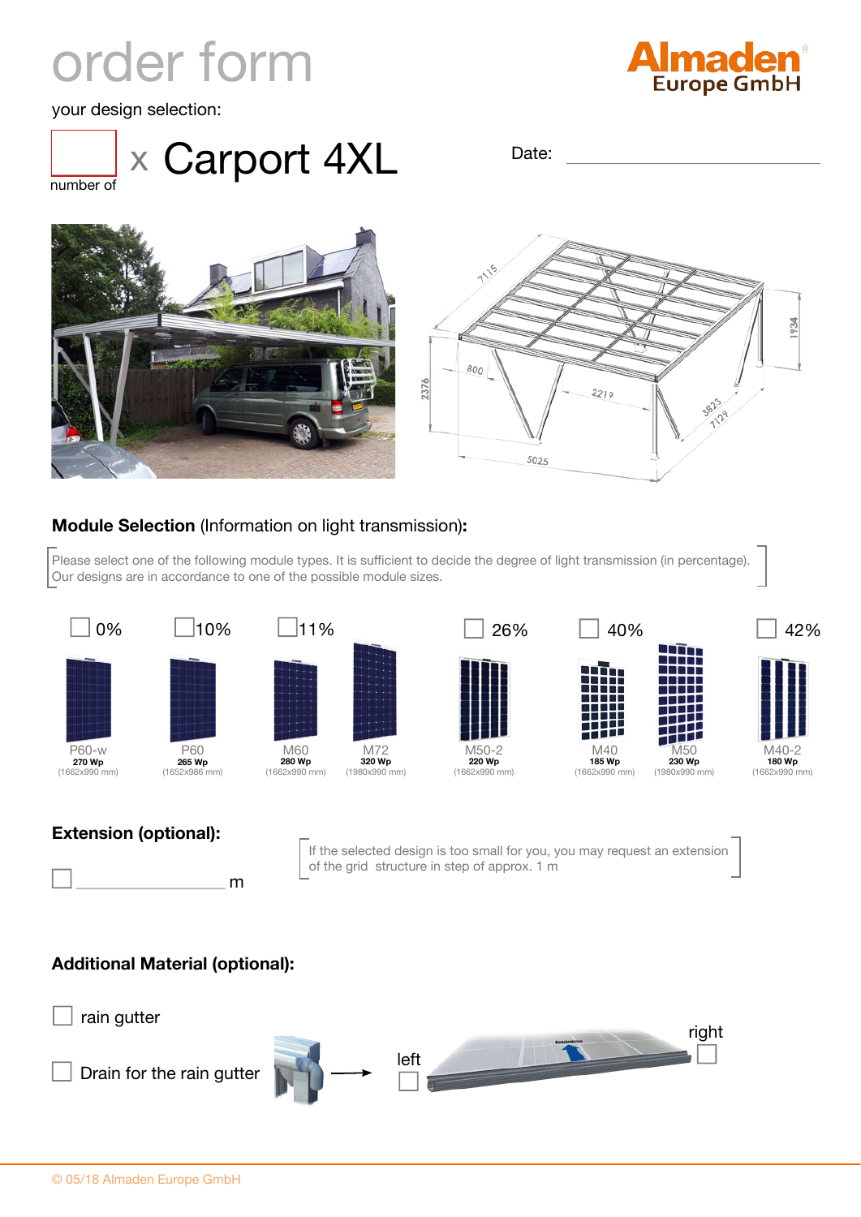# order form

Almaden Europe GmbH

your design selection:

☐ x **Carport 4XL**
number of

Date: ______________________

## Module Selection (Information on light transmission):

Please select one of the following module types. It is sufficient to decide the degree of light transmission (in percentage). Our designs are in accordance to one of the possible module sizes.

| ☐ 0% | ☐ 10% | ☐ 11% | | ☐ 26% | ☐ 40% | | ☐ 42% |
|---|---|---|---|---|---|---|---|
| P60-w | P60 | M60 | M72 | M50-2 | M40 | M50 | M40-2 |
| **270 Wp** | **265 Wp** | **280 Wp** | **320 Wp** | **220 Wp** | **185 Wp** | **230 Wp** | **180 Wp** |
| (1662x990 mm) | (1652x986 mm) | (1662x990 mm) | (1980x990 mm) | (1662x990 mm) | (1662x990 mm) | (1980x990 mm) | (1662x990 mm) |

## Extension (optional):

☐ ________________ m

If the selected design is too small for you, you may request an extension of the grid structure in step of approx. 1 m

## Additional Material (optional):

☐ rain gutter

☐ Drain for the rain gutter → left ☐ right ☐

© 05/18 Almaden Europe GmbH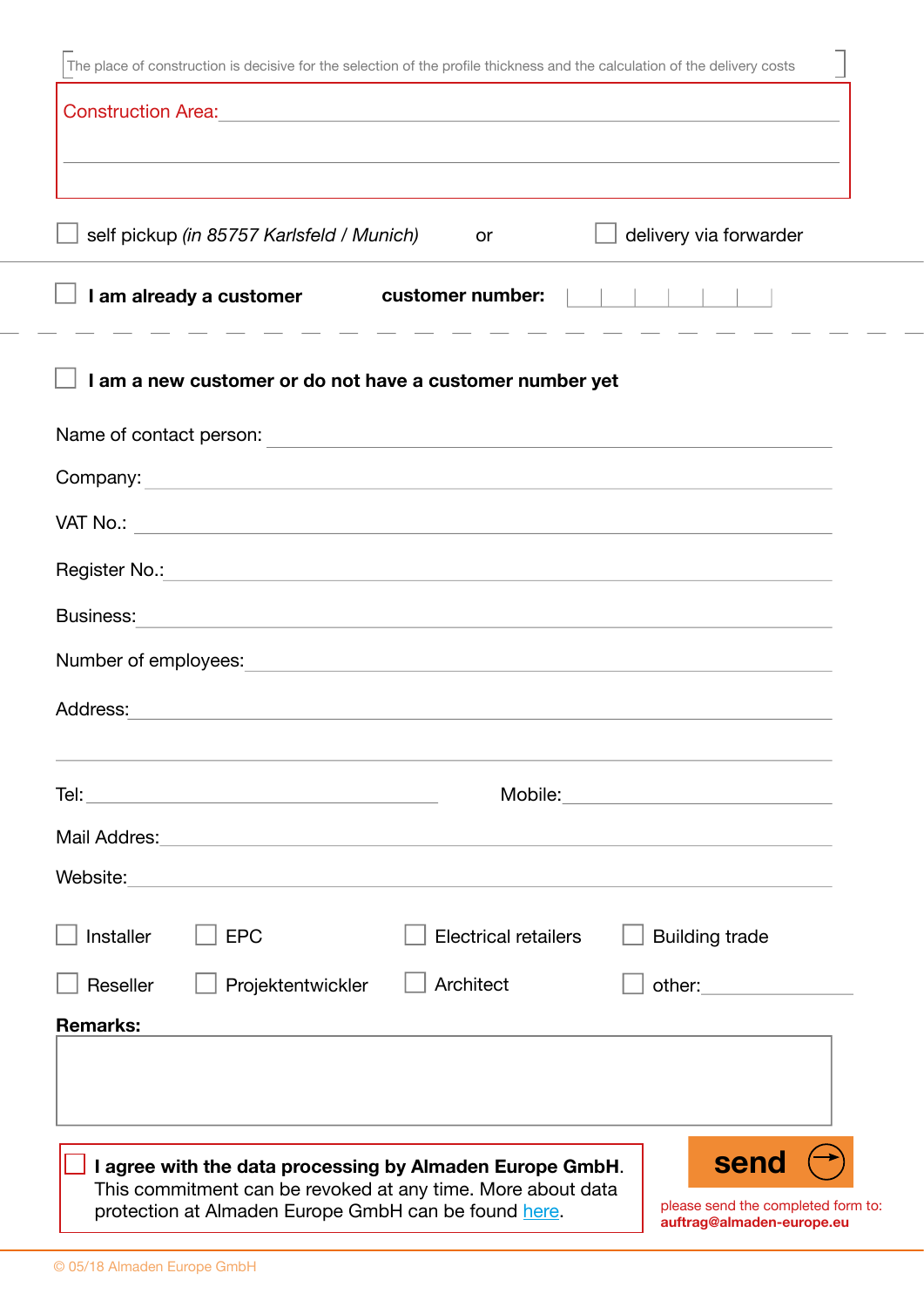The place of construction is decisive for the selection of the profile thickness and the calculation of the delivery costs

Construction Area: \_\_\_\_\_\_\_\_\_\_\_\_\_\_\_\_\_\_\_\_\_\_\_\_\_\_\_\_\_\_\_\_\_\_\_\_\_\_\_\_

☐ self pickup *(in 85757 Karlsfeld / Munich)* or ☐ delivery via forwarder

☐ **I am already a customer** **customer number:**

☐ **I am a new customer or do not have a customer number yet**

Name of contact person:

Company:

VAT No.:

Register No.:

Business:

Number of employees:

Address:

Tel: Mobile:

Mail Addres:

Website:

☐ Installer ☐ EPC ☐ Electrical retailers ☐ Building trade

☐ Reseller ☐ Projektentwickler ☐ Architect ☐ other:

**Remarks:**

☐ **I agree with the data processing by Almaden Europe GmbH**. This commitment can be revoked at any time. More about data protection at Almaden Europe GmbH can be found here.

**send**

please send the completed form to:
**auftrag@almaden-europe.eu**

© 05/18 Almaden Europe GmbH